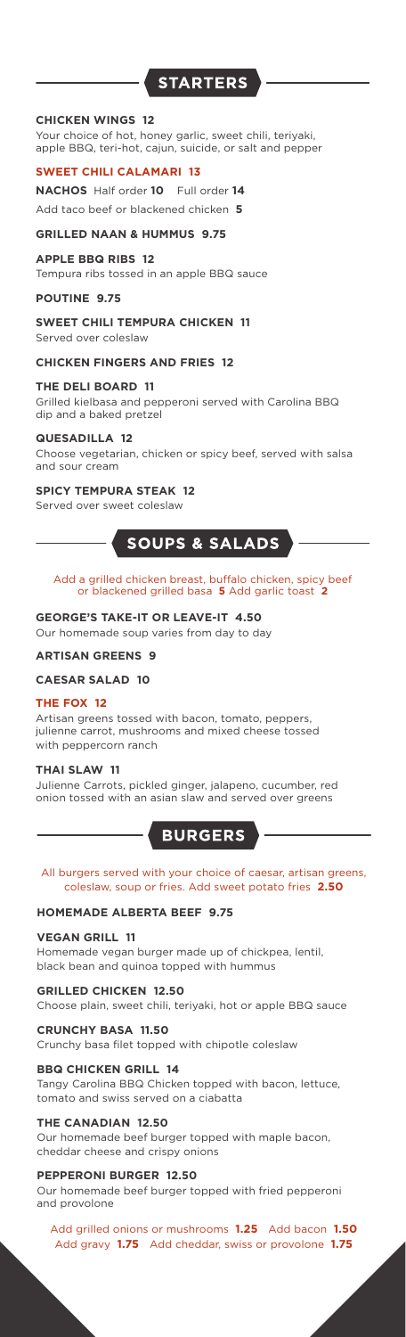## STARTERS

**CHICKEN WINGS 12**
Your choice of hot, honey garlic, sweet chili, teriyaki, apple BBQ, teri-hot, cajun, suicide, or salt and pepper

**SWEET CHILI CALAMARI 13**

**NACHOS** Half order **10** Full order **14**
Add taco beef or blackened chicken **5**

**GRILLED NAAN & HUMMUS 9.75**

**APPLE BBQ RIBS 12**
Tempura ribs tossed in an apple BBQ sauce

**POUTINE 9.75**

**SWEET CHILI TEMPURA CHICKEN 11**
Served over coleslaw

**CHICKEN FINGERS AND FRIES 12**

**THE DELI BOARD 11**
Grilled kielbasa and pepperoni served with Carolina BBQ dip and a baked pretzel

**QUESADILLA 12**
Choose vegetarian, chicken or spicy beef, served with salsa and sour cream

**SPICY TEMPURA STEAK 12**
Served over sweet coleslaw

## SOUPS & SALADS

Add a grilled chicken breast, buffalo chicken, spicy beef or blackened grilled basa **5** Add garlic toast **2**

**GEORGE'S TAKE-IT OR LEAVE-IT 4.50**
Our homemade soup varies from day to day

**ARTISAN GREENS 9**

**CAESAR SALAD 10**

**THE FOX 12**
Artisan greens tossed with bacon, tomato, peppers, julienne carrot, mushrooms and mixed cheese tossed with peppercorn ranch

**THAI SLAW 11**
Julienne Carrots, pickled ginger, jalapeno, cucumber, red onion tossed with an asian slaw and served over greens

## BURGERS

All burgers served with your choice of caesar, artisan greens, coleslaw, soup or fries. Add sweet potato fries **2.50**

**HOMEMADE ALBERTA BEEF 9.75**

**VEGAN GRILL 11**
Homemade vegan burger made up of chickpea, lentil, black bean and quinoa topped with hummus

**GRILLED CHICKEN 12.50**
Choose plain, sweet chili, teriyaki, hot or apple BBQ sauce

**CRUNCHY BASA 11.50**
Crunchy basa filet topped with chipotle coleslaw

**BBQ CHICKEN GRILL 14**
Tangy Carolina BBQ Chicken topped with bacon, lettuce, tomato and swiss served on a ciabatta

**THE CANADIAN 12.50**
Our homemade beef burger topped with maple bacon, cheddar cheese and crispy onions

**PEPPERONI BURGER 12.50**
Our homemade beef burger topped with fried pepperoni and provolone

Add grilled onions or mushrooms **1.25** Add bacon **1.50**
Add gravy **1.75** Add cheddar, swiss or provolone **1.75**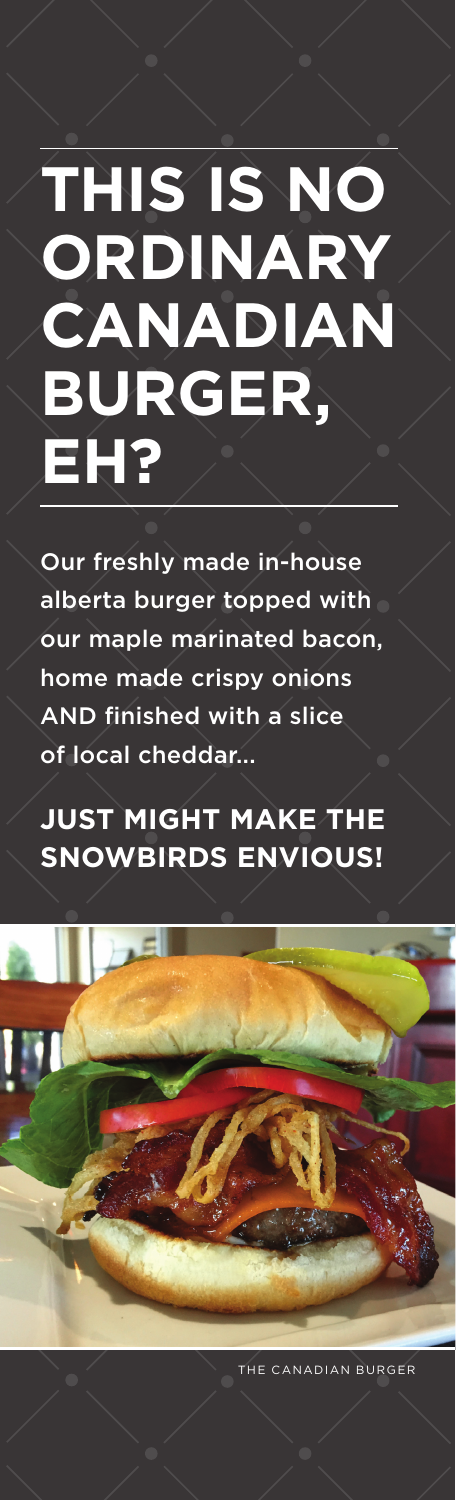# THIS IS NO ORDINARY CANADIAN BURGER, EH?

Our freshly made in-house alberta burger topped with our maple marinated bacon, home made crispy onions AND finished with a slice of local cheddar...

**JUST MIGHT MAKE THE SNOWBIRDS ENVIOUS!**

THE CANADIAN BURGER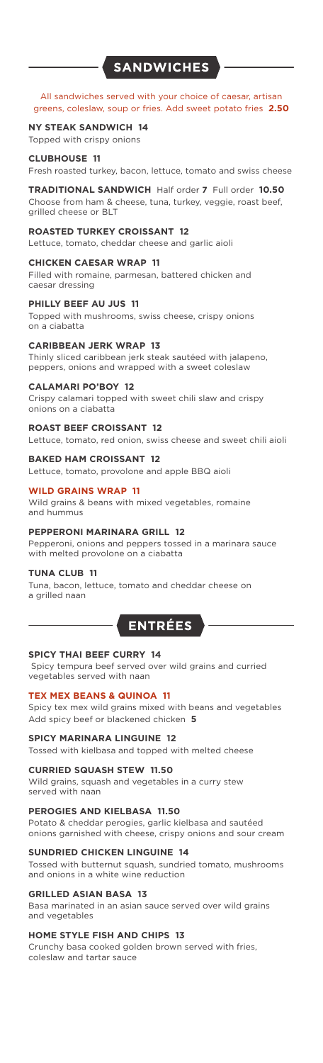## SANDWICHES

All sandwiches served with your choice of caesar, artisan greens, coleslaw, soup or fries. Add sweet potato fries **2.50**

**NY STEAK SANDWICH 14**
Topped with crispy onions

**CLUBHOUSE 11**
Fresh roasted turkey, bacon, lettuce, tomato and swiss cheese

**TRADITIONAL SANDWICH** Half order **7** Full order **10.50**
Choose from ham & cheese, tuna, turkey, veggie, roast beef, grilled cheese or BLT

**ROASTED TURKEY CROISSANT 12**
Lettuce, tomato, cheddar cheese and garlic aioli

**CHICKEN CAESAR WRAP 11**
Filled with romaine, parmesan, battered chicken and caesar dressing

**PHILLY BEEF AU JUS 11**
Topped with mushrooms, swiss cheese, crispy onions on a ciabatta

**CARIBBEAN JERK WRAP 13**
Thinly sliced caribbean jerk steak sautéed with jalapeno, peppers, onions and wrapped with a sweet coleslaw

**CALAMARI PO'BOY 12**
Crispy calamari topped with sweet chili slaw and crispy onions on a ciabatta

**ROAST BEEF CROISSANT 12**
Lettuce, tomato, red onion, swiss cheese and sweet chili aioli

**BAKED HAM CROISSANT 12**
Lettuce, tomato, provolone and apple BBQ aioli

**WILD GRAINS WRAP 11**
Wild grains & beans with mixed vegetables, romaine and hummus

**PEPPERONI MARINARA GRILL 12**
Pepperoni, onions and peppers tossed in a marinara sauce with melted provolone on a ciabatta

**TUNA CLUB 11**
Tuna, bacon, lettuce, tomato and cheddar cheese on a grilled naan

## ENTRÉES

**SPICY THAI BEEF CURRY 14**
Spicy tempura beef served over wild grains and curried vegetables served with naan

**TEX MEX BEANS & QUINOA 11**
Spicy tex mex wild grains mixed with beans and vegetables
Add spicy beef or blackened chicken **5**

**SPICY MARINARA LINGUINE 12**
Tossed with kielbasa and topped with melted cheese

**CURRIED SQUASH STEW 11.50**
Wild grains, squash and vegetables in a curry stew served with naan

**PEROGIES AND KIELBASA 11.50**
Potato & cheddar perogies, garlic kielbasa and sautéed onions garnished with cheese, crispy onions and sour cream

**SUNDRIED CHICKEN LINGUINE 14**
Tossed with butternut squash, sundried tomato, mushrooms and onions in a white wine reduction

**GRILLED ASIAN BASA 13**
Basa marinated in an asian sauce served over wild grains and vegetables

**HOME STYLE FISH AND CHIPS 13**
Crunchy basa cooked golden brown served with fries, coleslaw and tartar sauce